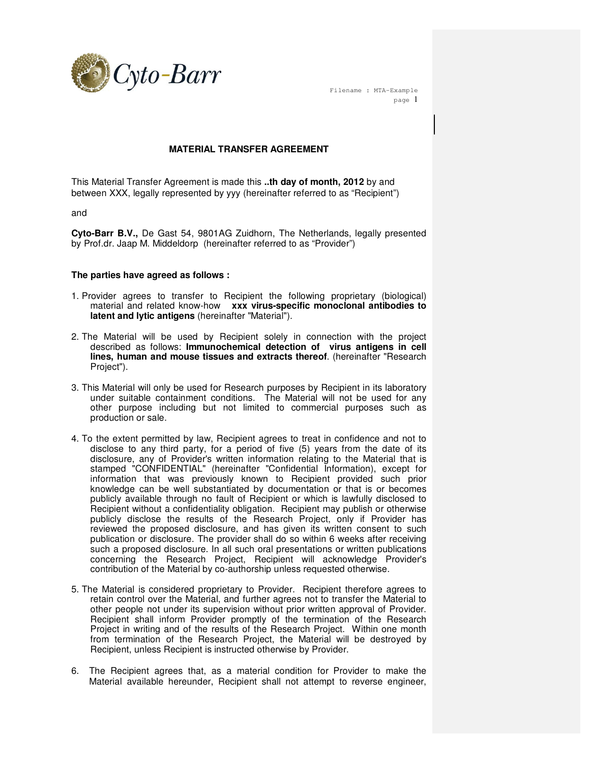# MATERIAL TRANSFER AGREEMENT

This Material Transfer Agreement is made this **..th day of month, 2012** by and between XXX, legally represented by yyy (hereinafter referred to as “Recipient”)

and

**Cyto-Barr B.V.,** De Gast 54, 9801AG Zuidhorn, The Netherlands, legally presented by Prof.dr. Jaap M. Middeldorp (hereinafter referred to as “Provider”)

**The parties have agreed as follows :**

1. Provider agrees to transfer to Recipient the following proprietary (biological) material and related know-how **xxx virus-specific monoclonal antibodies to latent and lytic antigens** (hereinafter "Material").

2. The Material will be used by Recipient solely in connection with the project described as follows: **Immunochemical detection of virus antigens in cell lines, human and mouse tissues and extracts thereof**. (hereinafter "Research Project").

3. This Material will only be used for Research purposes by Recipient in its laboratory under suitable containment conditions. The Material will not be used for any other purpose including but not limited to commercial purposes such as production or sale.

4. To the extent permitted by law, Recipient agrees to treat in confidence and not to disclose to any third party, for a period of five (5) years from the date of its disclosure, any of Provider's written information relating to the Material that is stamped "CONFIDENTIAL" (hereinafter "Confidential Information), except for information that was previously known to Recipient provided such prior knowledge can be well substantiated by documentation or that is or becomes publicly available through no fault of Recipient or which is lawfully disclosed to Recipient without a confidentiality obligation. Recipient may publish or otherwise publicly disclose the results of the Research Project, only if Provider has reviewed the proposed disclosure, and has given its written consent to such publication or disclosure. The provider shall do so within 6 weeks after receiving such a proposed disclosure. In all such oral presentations or written publications concerning the Research Project, Recipient will acknowledge Provider's contribution of the Material by co-authorship unless requested otherwise.

5. The Material is considered proprietary to Provider. Recipient therefore agrees to retain control over the Material, and further agrees not to transfer the Material to other people not under its supervision without prior written approval of Provider. Recipient shall inform Provider promptly of the termination of the Research Project in writing and of the results of the Research Project. Within one month from termination of the Research Project, the Material will be destroyed by Recipient, unless Recipient is instructed otherwise by Provider.

6. The Recipient agrees that, as a material condition for Provider to make the Material available hereunder, Recipient shall not attempt to reverse engineer,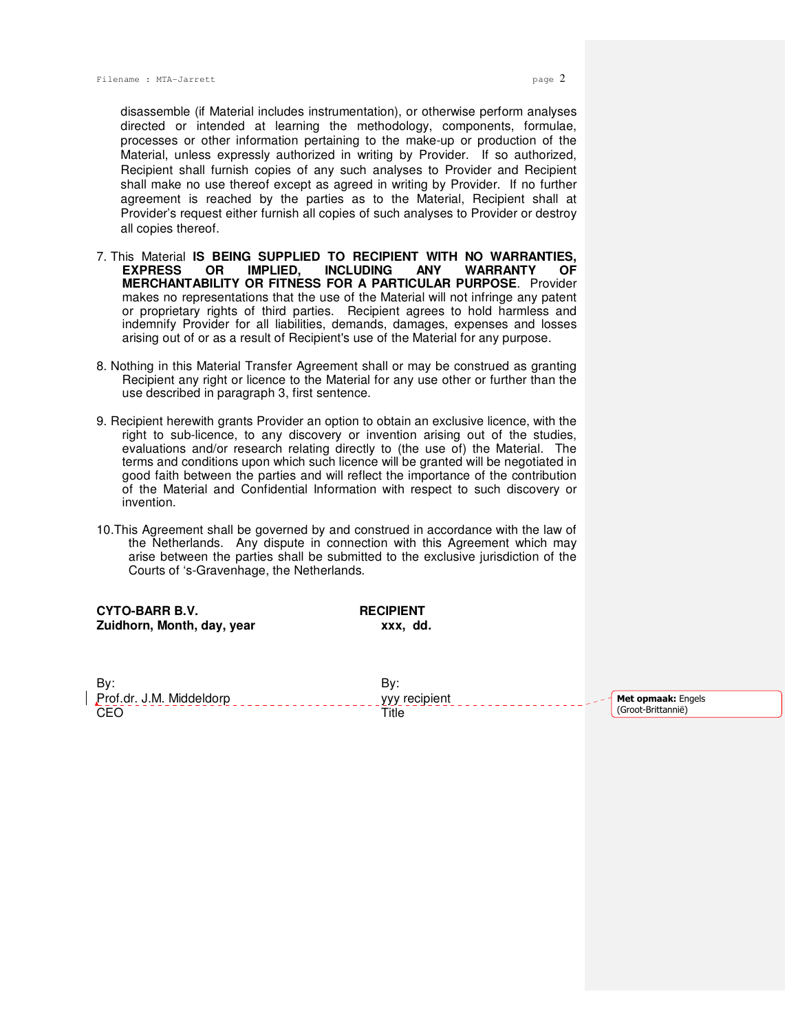disassemble (if Material includes instrumentation), or otherwise perform analyses directed or intended at learning the methodology, components, formulae, processes or other information pertaining to the make-up or production of the Material, unless expressly authorized in writing by Provider. If so authorized, Recipient shall furnish copies of any such analyses to Provider and Recipient shall make no use thereof except as agreed in writing by Provider. If no further agreement is reached by the parties as to the Material, Recipient shall at Provider's request either furnish all copies of such analyses to Provider or destroy all copies thereof.

7. This Material **IS BEING SUPPLIED TO RECIPIENT WITH NO WARRANTIES, EXPRESS OR IMPLIED, INCLUDING ANY WARRANTY OF MERCHANTABILITY OR FITNESS FOR A PARTICULAR PURPOSE**. Provider makes no representations that the use of the Material will not infringe any patent or proprietary rights of third parties. Recipient agrees to hold harmless and indemnify Provider for all liabilities, demands, damages, expenses and losses arising out of or as a result of Recipient's use of the Material for any purpose.

8. Nothing in this Material Transfer Agreement shall or may be construed as granting Recipient any right or licence to the Material for any use other or further than the use described in paragraph 3, first sentence.

9. Recipient herewith grants Provider an option to obtain an exclusive licence, with the right to sub-licence, to any discovery or invention arising out of the studies, evaluations and/or research relating directly to (the use of) the Material. The terms and conditions upon which such licence will be granted will be negotiated in good faith between the parties and will reflect the importance of the contribution of the Material and Confidential Information with respect to such discovery or invention.

10. This Agreement shall be governed by and construed in accordance with the law of the Netherlands. Any dispute in connection with this Agreement which may arise between the parties shall be submitted to the exclusive jurisdiction of the Courts of 's-Gravenhage, the Netherlands.

| | |
|---|---|
| **CYTO-BARR B.V.** | **RECIPIENT** |
| **Zuidhorn, Month, day, year** | **xxx, dd.** |
| By: | By: |
| Prof.dr. J.M. Middeldorp | yyy recipient |
| CEO | Title |

**Met opmaak:** Engels (Groot-Brittannië)